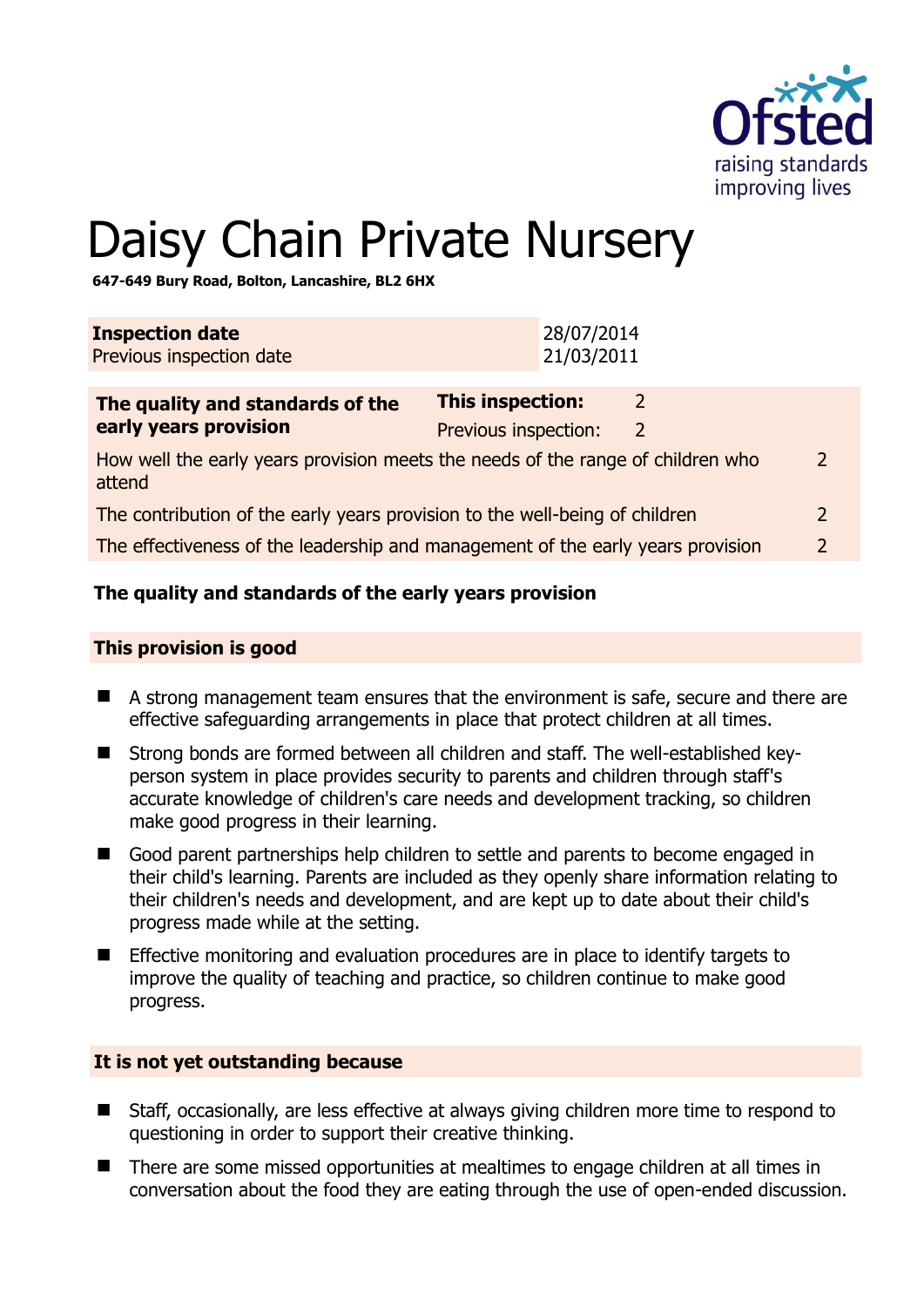Ofsted
raising standards
improving lives

# Daisy Chain Private Nursery

**647-649 Bury Road, Bolton, Lancashire, BL2 6HX**

| | |
|---|---|
| **Inspection date** | 28/07/2014 |
| Previous inspection date | 21/03/2011 |

| | | |
|---|---|---|
| **The quality and standards of the early years provision** | **This inspection:** | 2 |
| | Previous inspection: | 2 |
| How well the early years provision meets the needs of the range of children who attend | | 2 |
| The contribution of the early years provision to the well-being of children | | 2 |
| The effectiveness of the leadership and management of the early years provision | | 2 |

## The quality and standards of the early years provision

### This provision is good

- A strong management team ensures that the environment is safe, secure and there are effective safeguarding arrangements in place that protect children at all times.
- Strong bonds are formed between all children and staff. The well-established key-person system in place provides security to parents and children through staff's accurate knowledge of children's care needs and development tracking, so children make good progress in their learning.
- Good parent partnerships help children to settle and parents to become engaged in their child's learning. Parents are included as they openly share information relating to their children's needs and development, and are kept up to date about their child's progress made while at the setting.
- Effective monitoring and evaluation procedures are in place to identify targets to improve the quality of teaching and practice, so children continue to make good progress.

### It is not yet outstanding because

- Staff, occasionally, are less effective at always giving children more time to respond to questioning in order to support their creative thinking.
- There are some missed opportunities at mealtimes to engage children at all times in conversation about the food they are eating through the use of open-ended discussion.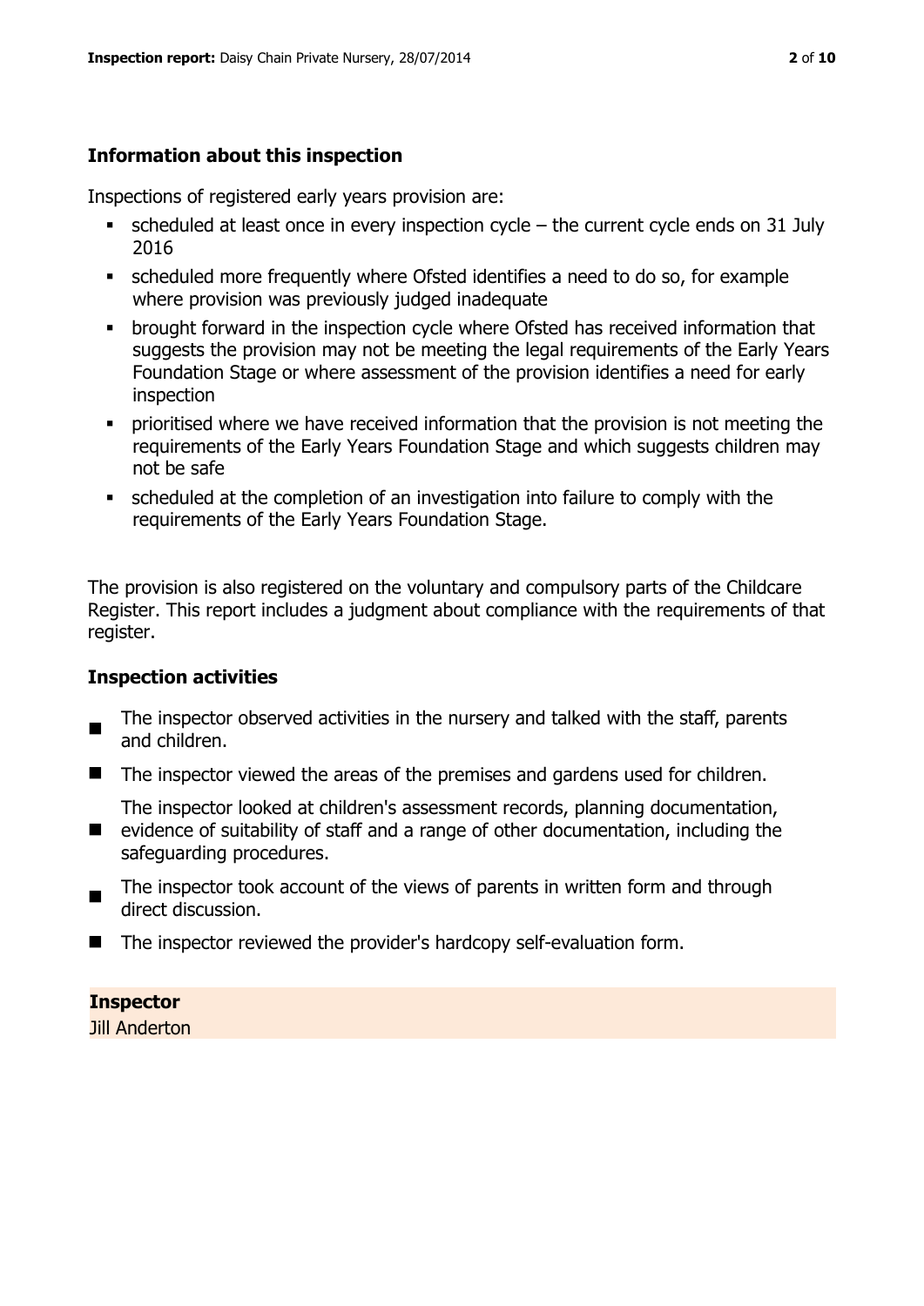## Information about this inspection

Inspections of registered early years provision are:

- scheduled at least once in every inspection cycle – the current cycle ends on 31 July 2016
- scheduled more frequently where Ofsted identifies a need to do so, for example where provision was previously judged inadequate
- brought forward in the inspection cycle where Ofsted has received information that suggests the provision may not be meeting the legal requirements of the Early Years Foundation Stage or where assessment of the provision identifies a need for early inspection
- prioritised where we have received information that the provision is not meeting the requirements of the Early Years Foundation Stage and which suggests children may not be safe
- scheduled at the completion of an investigation into failure to comply with the requirements of the Early Years Foundation Stage.

The provision is also registered on the voluntary and compulsory parts of the Childcare Register. This report includes a judgment about compliance with the requirements of that register.

## Inspection activities

- The inspector observed activities in the nursery and talked with the staff, parents and children.
- The inspector viewed the areas of the premises and gardens used for children.
- The inspector looked at children's assessment records, planning documentation, evidence of suitability of staff and a range of other documentation, including the safeguarding procedures.
- The inspector took account of the views of parents in written form and through direct discussion.
- The inspector reviewed the provider's hardcopy self-evaluation form.

**Inspector**
Jill Anderton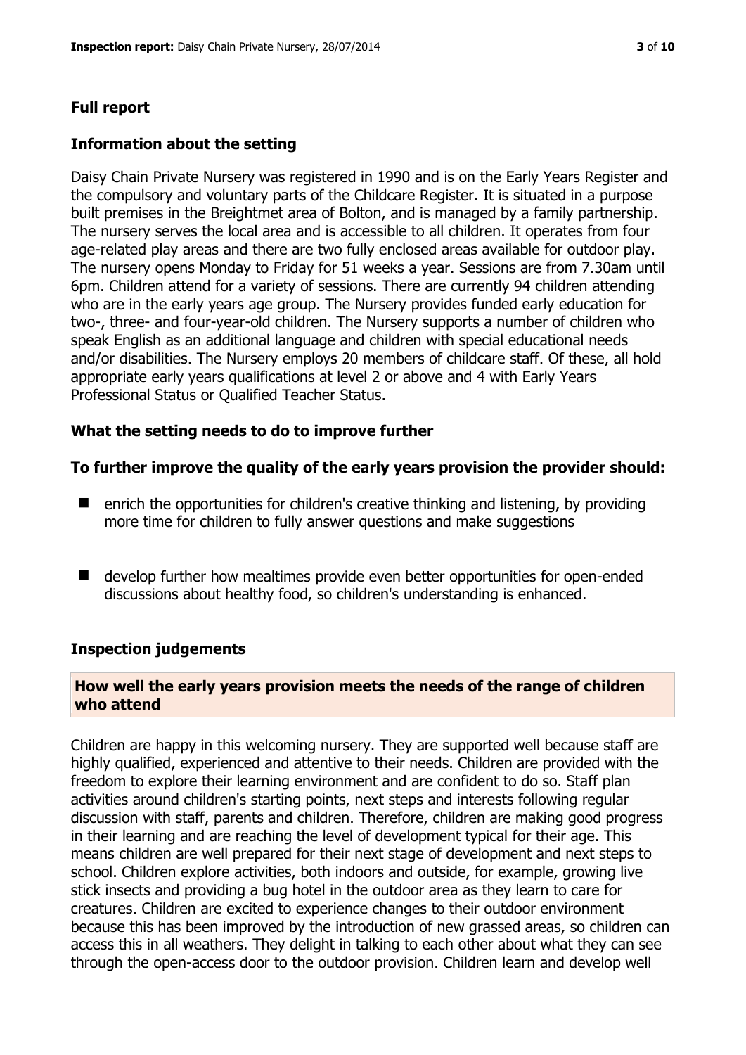## Full report

### Information about the setting

Daisy Chain Private Nursery was registered in 1990 and is on the Early Years Register and the compulsory and voluntary parts of the Childcare Register. It is situated in a purpose built premises in the Breightmet area of Bolton, and is managed by a family partnership. The nursery serves the local area and is accessible to all children. It operates from four age-related play areas and there are two fully enclosed areas available for outdoor play. The nursery opens Monday to Friday for 51 weeks a year. Sessions are from 7.30am until 6pm. Children attend for a variety of sessions. There are currently 94 children attending who are in the early years age group. The Nursery provides funded early education for two-, three- and four-year-old children. The Nursery supports a number of children who speak English as an additional language and children with special educational needs and/or disabilities. The Nursery employs 20 members of childcare staff. Of these, all hold appropriate early years qualifications at level 2 or above and 4 with Early Years Professional Status or Qualified Teacher Status.

### What the setting needs to do to improve further

#### To further improve the quality of the early years provision the provider should:

- enrich the opportunities for children's creative thinking and listening, by providing more time for children to fully answer questions and make suggestions
- develop further how mealtimes provide even better opportunities for open-ended discussions about healthy food, so children's understanding is enhanced.

### Inspection judgements

#### How well the early years provision meets the needs of the range of children who attend

Children are happy in this welcoming nursery. They are supported well because staff are highly qualified, experienced and attentive to their needs. Children are provided with the freedom to explore their learning environment and are confident to do so. Staff plan activities around children's starting points, next steps and interests following regular discussion with staff, parents and children. Therefore, children are making good progress in their learning and are reaching the level of development typical for their age. This means children are well prepared for their next stage of development and next steps to school. Children explore activities, both indoors and outside, for example, growing live stick insects and providing a bug hotel in the outdoor area as they learn to care for creatures. Children are excited to experience changes to their outdoor environment because this has been improved by the introduction of new grassed areas, so children can access this in all weathers. They delight in talking to each other about what they can see through the open-access door to the outdoor provision. Children learn and develop well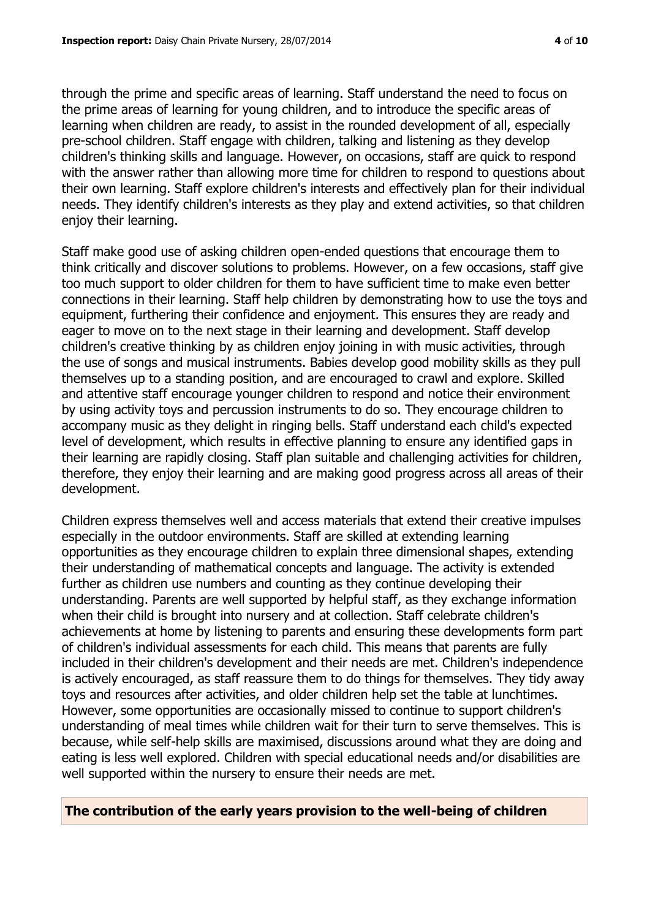through the prime and specific areas of learning. Staff understand the need to focus on the prime areas of learning for young children, and to introduce the specific areas of learning when children are ready, to assist in the rounded development of all, especially pre-school children. Staff engage with children, talking and listening as they develop children's thinking skills and language. However, on occasions, staff are quick to respond with the answer rather than allowing more time for children to respond to questions about their own learning. Staff explore children's interests and effectively plan for their individual needs. They identify children's interests as they play and extend activities, so that children enjoy their learning.

Staff make good use of asking children open-ended questions that encourage them to think critically and discover solutions to problems. However, on a few occasions, staff give too much support to older children for them to have sufficient time to make even better connections in their learning. Staff help children by demonstrating how to use the toys and equipment, furthering their confidence and enjoyment. This ensures they are ready and eager to move on to the next stage in their learning and development. Staff develop children's creative thinking by as children enjoy joining in with music activities, through the use of songs and musical instruments. Babies develop good mobility skills as they pull themselves up to a standing position, and are encouraged to crawl and explore. Skilled and attentive staff encourage younger children to respond and notice their environment by using activity toys and percussion instruments to do so. They encourage children to accompany music as they delight in ringing bells. Staff understand each child's expected level of development, which results in effective planning to ensure any identified gaps in their learning are rapidly closing. Staff plan suitable and challenging activities for children, therefore, they enjoy their learning and are making good progress across all areas of their development.

Children express themselves well and access materials that extend their creative impulses especially in the outdoor environments. Staff are skilled at extending learning opportunities as they encourage children to explain three dimensional shapes, extending their understanding of mathematical concepts and language. The activity is extended further as children use numbers and counting as they continue developing their understanding. Parents are well supported by helpful staff, as they exchange information when their child is brought into nursery and at collection. Staff celebrate children's achievements at home by listening to parents and ensuring these developments form part of children's individual assessments for each child. This means that parents are fully included in their children's development and their needs are met. Children's independence is actively encouraged, as staff reassure them to do things for themselves. They tidy away toys and resources after activities, and older children help set the table at lunchtimes. However, some opportunities are occasionally missed to continue to support children's understanding of meal times while children wait for their turn to serve themselves. This is because, while self-help skills are maximised, discussions around what they are doing and eating is less well explored. Children with special educational needs and/or disabilities are well supported within the nursery to ensure their needs are met.

## The contribution of the early years provision to the well-being of children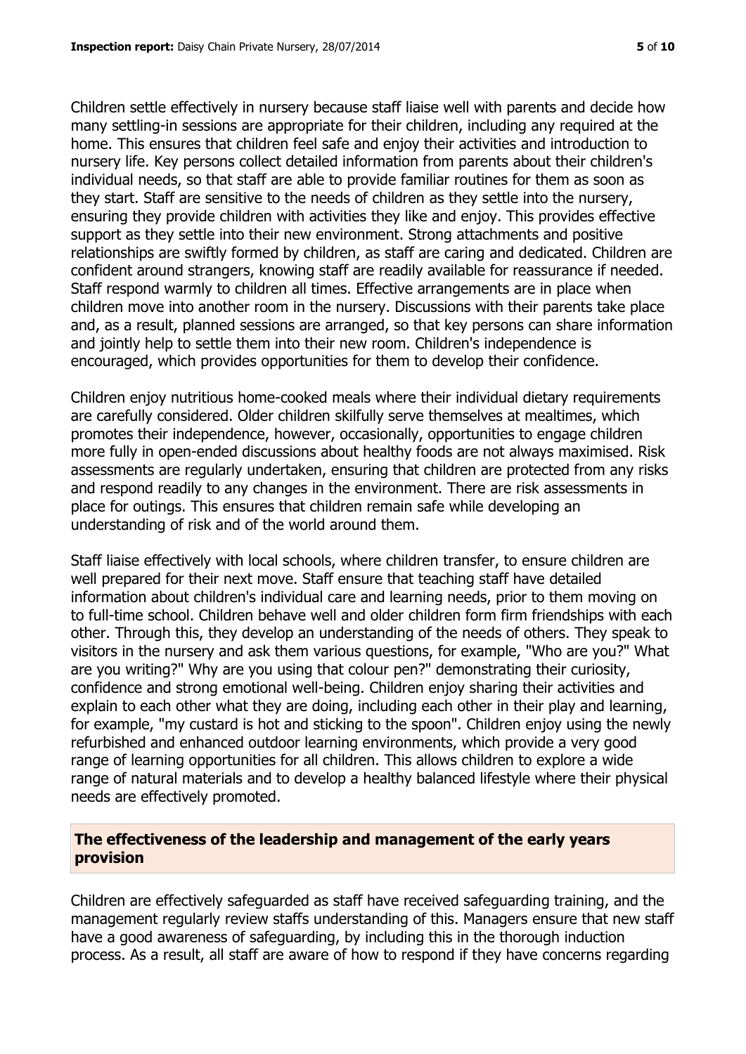Children settle effectively in nursery because staff liaise well with parents and decide how many settling-in sessions are appropriate for their children, including any required at the home. This ensures that children feel safe and enjoy their activities and introduction to nursery life. Key persons collect detailed information from parents about their children's individual needs, so that staff are able to provide familiar routines for them as soon as they start. Staff are sensitive to the needs of children as they settle into the nursery, ensuring they provide children with activities they like and enjoy. This provides effective support as they settle into their new environment. Strong attachments and positive relationships are swiftly formed by children, as staff are caring and dedicated. Children are confident around strangers, knowing staff are readily available for reassurance if needed. Staff respond warmly to children all times. Effective arrangements are in place when children move into another room in the nursery. Discussions with their parents take place and, as a result, planned sessions are arranged, so that key persons can share information and jointly help to settle them into their new room. Children's independence is encouraged, which provides opportunities for them to develop their confidence.

Children enjoy nutritious home-cooked meals where their individual dietary requirements are carefully considered. Older children skilfully serve themselves at mealtimes, which promotes their independence, however, occasionally, opportunities to engage children more fully in open-ended discussions about healthy foods are not always maximised. Risk assessments are regularly undertaken, ensuring that children are protected from any risks and respond readily to any changes in the environment. There are risk assessments in place for outings. This ensures that children remain safe while developing an understanding of risk and of the world around them.

Staff liaise effectively with local schools, where children transfer, to ensure children are well prepared for their next move. Staff ensure that teaching staff have detailed information about children's individual care and learning needs, prior to them moving on to full-time school. Children behave well and older children form firm friendships with each other. Through this, they develop an understanding of the needs of others. They speak to visitors in the nursery and ask them various questions, for example, "Who are you?" What are you writing?" Why are you using that colour pen?" demonstrating their curiosity, confidence and strong emotional well-being. Children enjoy sharing their activities and explain to each other what they are doing, including each other in their play and learning, for example, "my custard is hot and sticking to the spoon". Children enjoy using the newly refurbished and enhanced outdoor learning environments, which provide a very good range of learning opportunities for all children. This allows children to explore a wide range of natural materials and to develop a healthy balanced lifestyle where their physical needs are effectively promoted.

## The effectiveness of the leadership and management of the early years provision

Children are effectively safeguarded as staff have received safeguarding training, and the management regularly review staffs understanding of this. Managers ensure that new staff have a good awareness of safeguarding, by including this in the thorough induction process. As a result, all staff are aware of how to respond if they have concerns regarding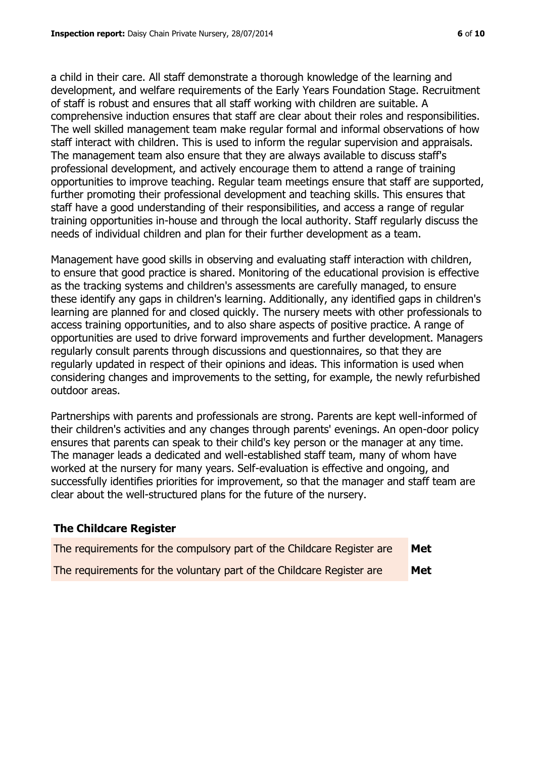a child in their care. All staff demonstrate a thorough knowledge of the learning and development, and welfare requirements of the Early Years Foundation Stage. Recruitment of staff is robust and ensures that all staff working with children are suitable. A comprehensive induction ensures that staff are clear about their roles and responsibilities. The well skilled management team make regular formal and informal observations of how staff interact with children. This is used to inform the regular supervision and appraisals. The management team also ensure that they are always available to discuss staff's professional development, and actively encourage them to attend a range of training opportunities to improve teaching. Regular team meetings ensure that staff are supported, further promoting their professional development and teaching skills. This ensures that staff have a good understanding of their responsibilities, and access a range of regular training opportunities in-house and through the local authority. Staff regularly discuss the needs of individual children and plan for their further development as a team.

Management have good skills in observing and evaluating staff interaction with children, to ensure that good practice is shared. Monitoring of the educational provision is effective as the tracking systems and children's assessments are carefully managed, to ensure these identify any gaps in children's learning. Additionally, any identified gaps in children's learning are planned for and closed quickly. The nursery meets with other professionals to access training opportunities, and to also share aspects of positive practice. A range of opportunities are used to drive forward improvements and further development. Managers regularly consult parents through discussions and questionnaires, so that they are regularly updated in respect of their opinions and ideas. This information is used when considering changes and improvements to the setting, for example, the newly refurbished outdoor areas.

Partnerships with parents and professionals are strong. Parents are kept well-informed of their children's activities and any changes through parents' evenings. An open-door policy ensures that parents can speak to their child's key person or the manager at any time. The manager leads a dedicated and well-established staff team, many of whom have worked at the nursery for many years. Self-evaluation is effective and ongoing, and successfully identifies priorities for improvement, so that the manager and staff team are clear about the well-structured plans for the future of the nursery.

## The Childcare Register

| | |
|---|---|
| The requirements for the compulsory part of the Childcare Register are | **Met** |
| The requirements for the voluntary part of the Childcare Register are | **Met** |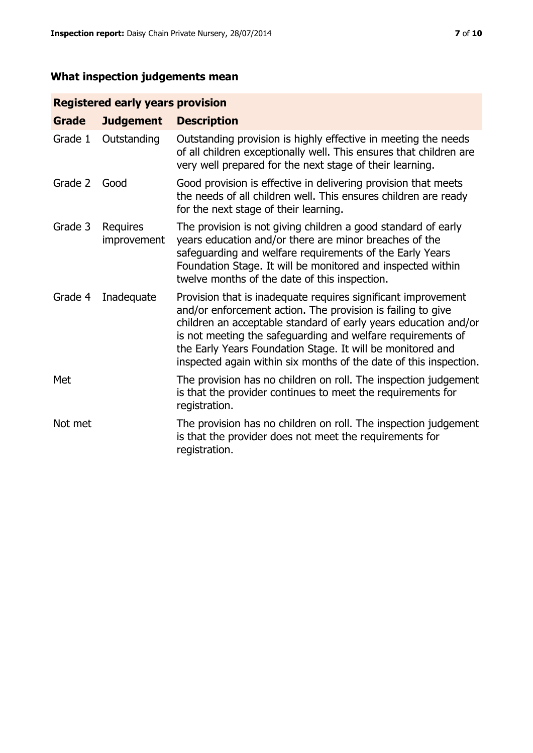## What inspection judgements mean

| Registered early years provision | | |
|---|---|---|
| **Grade** | **Judgement** | **Description** |
| Grade 1 | Outstanding | Outstanding provision is highly effective in meeting the needs of all children exceptionally well. This ensures that children are very well prepared for the next stage of their learning. |
| Grade 2 | Good | Good provision is effective in delivering provision that meets the needs of all children well. This ensures children are ready for the next stage of their learning. |
| Grade 3 | Requires improvement | The provision is not giving children a good standard of early years education and/or there are minor breaches of the safeguarding and welfare requirements of the Early Years Foundation Stage. It will be monitored and inspected within twelve months of the date of this inspection. |
| Grade 4 | Inadequate | Provision that is inadequate requires significant improvement and/or enforcement action. The provision is failing to give children an acceptable standard of early years education and/or is not meeting the safeguarding and welfare requirements of the Early Years Foundation Stage. It will be monitored and inspected again within six months of the date of this inspection. |
| Met | | The provision has no children on roll. The inspection judgement is that the provider continues to meet the requirements for registration. |
| Not met | | The provision has no children on roll. The inspection judgement is that the provider does not meet the requirements for registration. |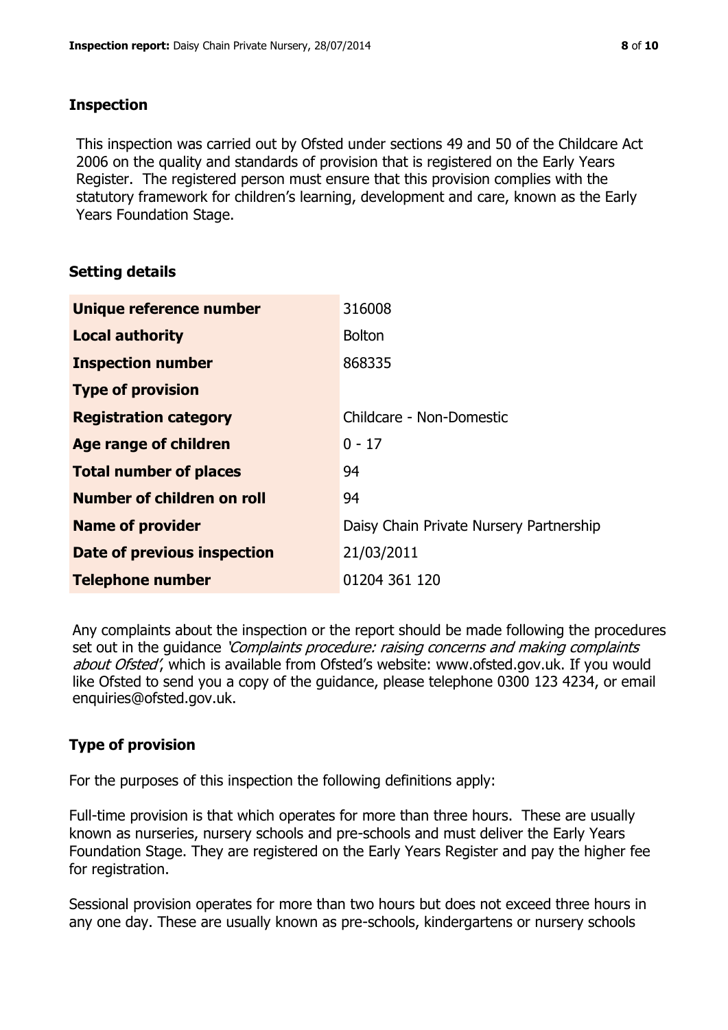## Inspection

This inspection was carried out by Ofsted under sections 49 and 50 of the Childcare Act 2006 on the quality and standards of provision that is registered on the Early Years Register. The registered person must ensure that this provision complies with the statutory framework for children's learning, development and care, known as the Early Years Foundation Stage.

## Setting details

| | |
|---|---|
| **Unique reference number** | 316008 |
| **Local authority** | Bolton |
| **Inspection number** | 868335 |
| **Type of provision** | |
| **Registration category** | Childcare - Non-Domestic |
| **Age range of children** | 0 - 17 |
| **Total number of places** | 94 |
| **Number of children on roll** | 94 |
| **Name of provider** | Daisy Chain Private Nursery Partnership |
| **Date of previous inspection** | 21/03/2011 |
| **Telephone number** | 01204 361 120 |

Any complaints about the inspection or the report should be made following the procedures set out in the guidance *'Complaints procedure: raising concerns and making complaints about Ofsted'*, which is available from Ofsted's website: www.ofsted.gov.uk. If you would like Ofsted to send you a copy of the guidance, please telephone 0300 123 4234, or email enquiries@ofsted.gov.uk.

## Type of provision

For the purposes of this inspection the following definitions apply:

Full-time provision is that which operates for more than three hours. These are usually known as nurseries, nursery schools and pre-schools and must deliver the Early Years Foundation Stage. They are registered on the Early Years Register and pay the higher fee for registration.

Sessional provision operates for more than two hours but does not exceed three hours in any one day. These are usually known as pre-schools, kindergartens or nursery schools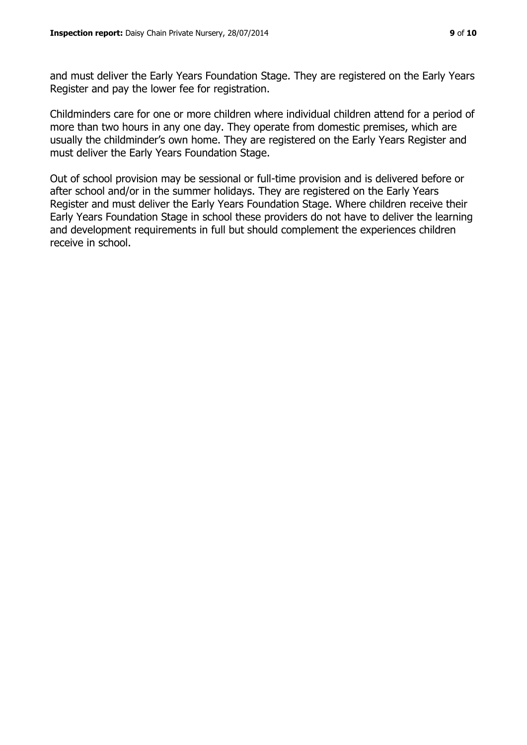and must deliver the Early Years Foundation Stage. They are registered on the Early Years Register and pay the lower fee for registration.

Childminders care for one or more children where individual children attend for a period of more than two hours in any one day. They operate from domestic premises, which are usually the childminder's own home. They are registered on the Early Years Register and must deliver the Early Years Foundation Stage.

Out of school provision may be sessional or full-time provision and is delivered before or after school and/or in the summer holidays. They are registered on the Early Years Register and must deliver the Early Years Foundation Stage. Where children receive their Early Years Foundation Stage in school these providers do not have to deliver the learning and development requirements in full but should complement the experiences children receive in school.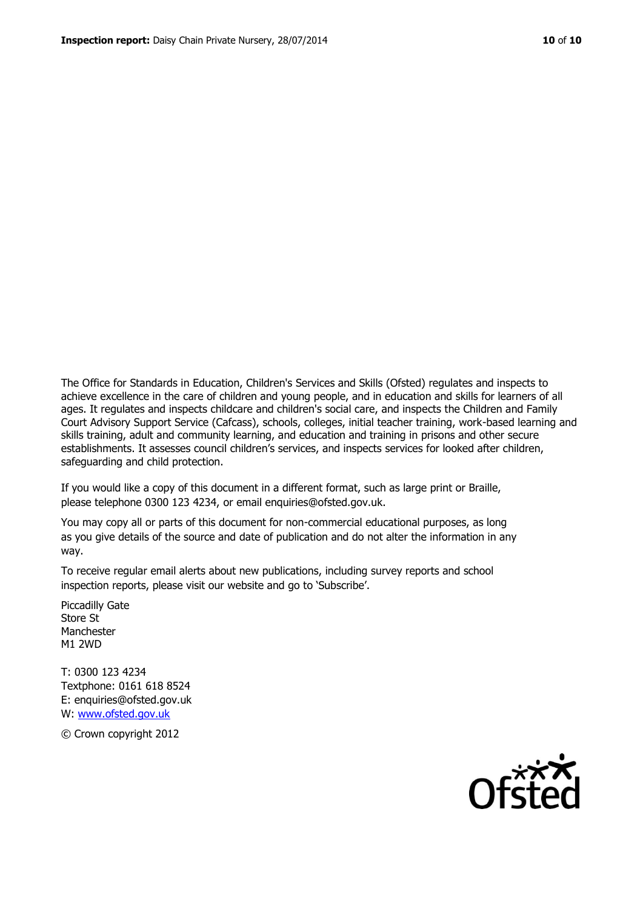The Office for Standards in Education, Children's Services and Skills (Ofsted) regulates and inspects to achieve excellence in the care of children and young people, and in education and skills for learners of all ages. It regulates and inspects childcare and children's social care, and inspects the Children and Family Court Advisory Support Service (Cafcass), schools, colleges, initial teacher training, work-based learning and skills training, adult and community learning, and education and training in prisons and other secure establishments. It assesses council children's services, and inspects services for looked after children, safeguarding and child protection.

If you would like a copy of this document in a different format, such as large print or Braille, please telephone 0300 123 4234, or email enquiries@ofsted.gov.uk.

You may copy all or parts of this document for non-commercial educational purposes, as long as you give details of the source and date of publication and do not alter the information in any way.

To receive regular email alerts about new publications, including survey reports and school inspection reports, please visit our website and go to 'Subscribe'.

Piccadilly Gate
Store St
Manchester
M1 2WD

T: 0300 123 4234
Textphone: 0161 618 8524
E: enquiries@ofsted.gov.uk
W: www.ofsted.gov.uk

© Crown copyright 2012

Ofsted